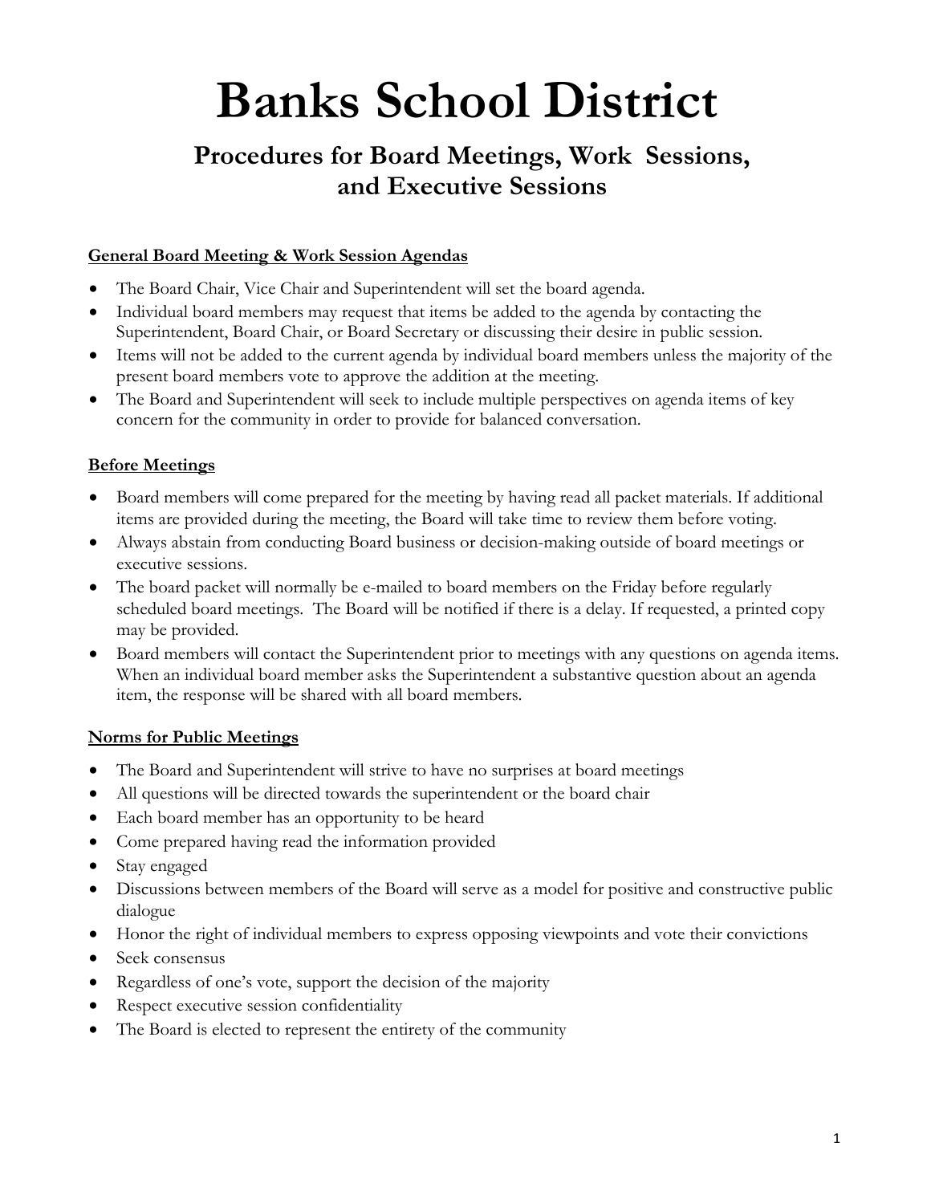# Banks School District

## Procedures for Board Meetings, Work Sessions, and Executive Sessions

### General Board Meeting & Work Session Agendas

- The Board Chair, Vice Chair and Superintendent will set the board agenda.
- Individual board members may request that items be added to the agenda by contacting the Superintendent, Board Chair, or Board Secretary or discussing their desire in public session.
- Items will not be added to the current agenda by individual board members unless the majority of the present board members vote to approve the addition at the meeting.
- The Board and Superintendent will seek to include multiple perspectives on agenda items of key concern for the community in order to provide for balanced conversation.

### Before Meetings

- Board members will come prepared for the meeting by having read all packet materials. If additional items are provided during the meeting, the Board will take time to review them before voting.
- Always abstain from conducting Board business or decision-making outside of board meetings or executive sessions.
- The board packet will normally be e-mailed to board members on the Friday before regularly scheduled board meetings. The Board will be notified if there is a delay. If requested, a printed copy may be provided.
- Board members will contact the Superintendent prior to meetings with any questions on agenda items. When an individual board member asks the Superintendent a substantive question about an agenda item, the response will be shared with all board members.

### Norms for Public Meetings

- The Board and Superintendent will strive to have no surprises at board meetings
- All questions will be directed towards the superintendent or the board chair
- Each board member has an opportunity to be heard
- Come prepared having read the information provided
- Stay engaged
- Discussions between members of the Board will serve as a model for positive and constructive public dialogue
- Honor the right of individual members to express opposing viewpoints and vote their convictions
- Seek consensus
- Regardless of one's vote, support the decision of the majority
- Respect executive session confidentiality
- The Board is elected to represent the entirety of the community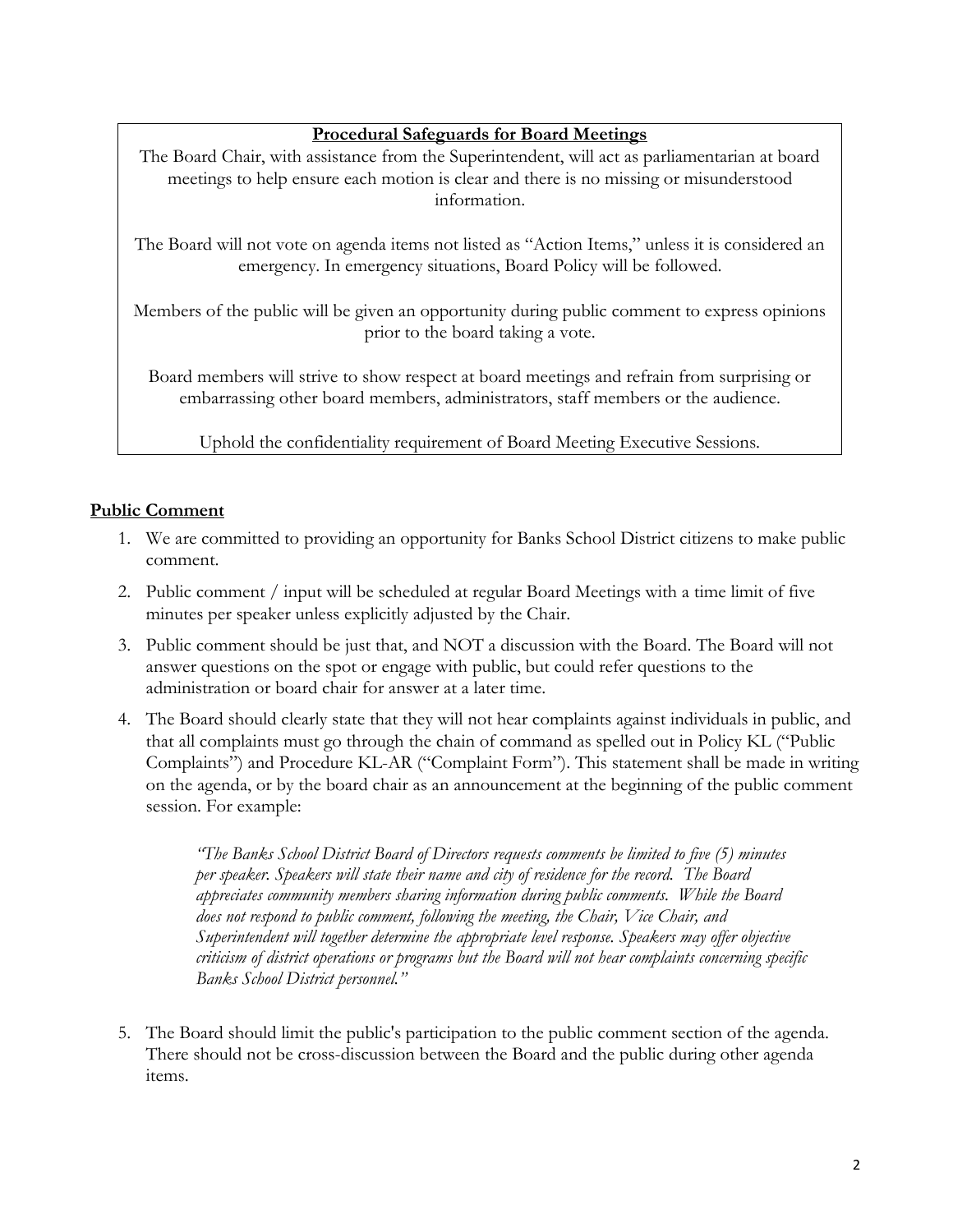**Procedural Safeguards for Board Meetings**

The Board Chair, with assistance from the Superintendent, will act as parliamentarian at board meetings to help ensure each motion is clear and there is no missing or misunderstood information.

The Board will not vote on agenda items not listed as "Action Items," unless it is considered an emergency. In emergency situations, Board Policy will be followed.

Members of the public will be given an opportunity during public comment to express opinions prior to the board taking a vote.

Board members will strive to show respect at board meetings and refrain from surprising or embarrassing other board members, administrators, staff members or the audience.

Uphold the confidentiality requirement of Board Meeting Executive Sessions.

## Public Comment

1. We are committed to providing an opportunity for Banks School District citizens to make public comment.
2. Public comment / input will be scheduled at regular Board Meetings with a time limit of five minutes per speaker unless explicitly adjusted by the Chair.
3. Public comment should be just that, and NOT a discussion with the Board. The Board will not answer questions on the spot or engage with public, but could refer questions to the administration or board chair for answer at a later time.
4. The Board should clearly state that they will not hear complaints against individuals in public, and that all complaints must go through the chain of command as spelled out in Policy KL ("Public Complaints") and Procedure KL-AR ("Complaint Form"). This statement shall be made in writing on the agenda, or by the board chair as an announcement at the beginning of the public comment session. For example:

   *"The Banks School District Board of Directors requests comments be limited to five (5) minutes per speaker. Speakers will state their name and city of residence for the record. The Board appreciates community members sharing information during public comments. While the Board does not respond to public comment, following the meeting, the Chair, Vice Chair, and Superintendent will together determine the appropriate level response. Speakers may offer objective criticism of district operations or programs but the Board will not hear complaints concerning specific Banks School District personnel."*

5. The Board should limit the public's participation to the public comment section of the agenda. There should not be cross-discussion between the Board and the public during other agenda items.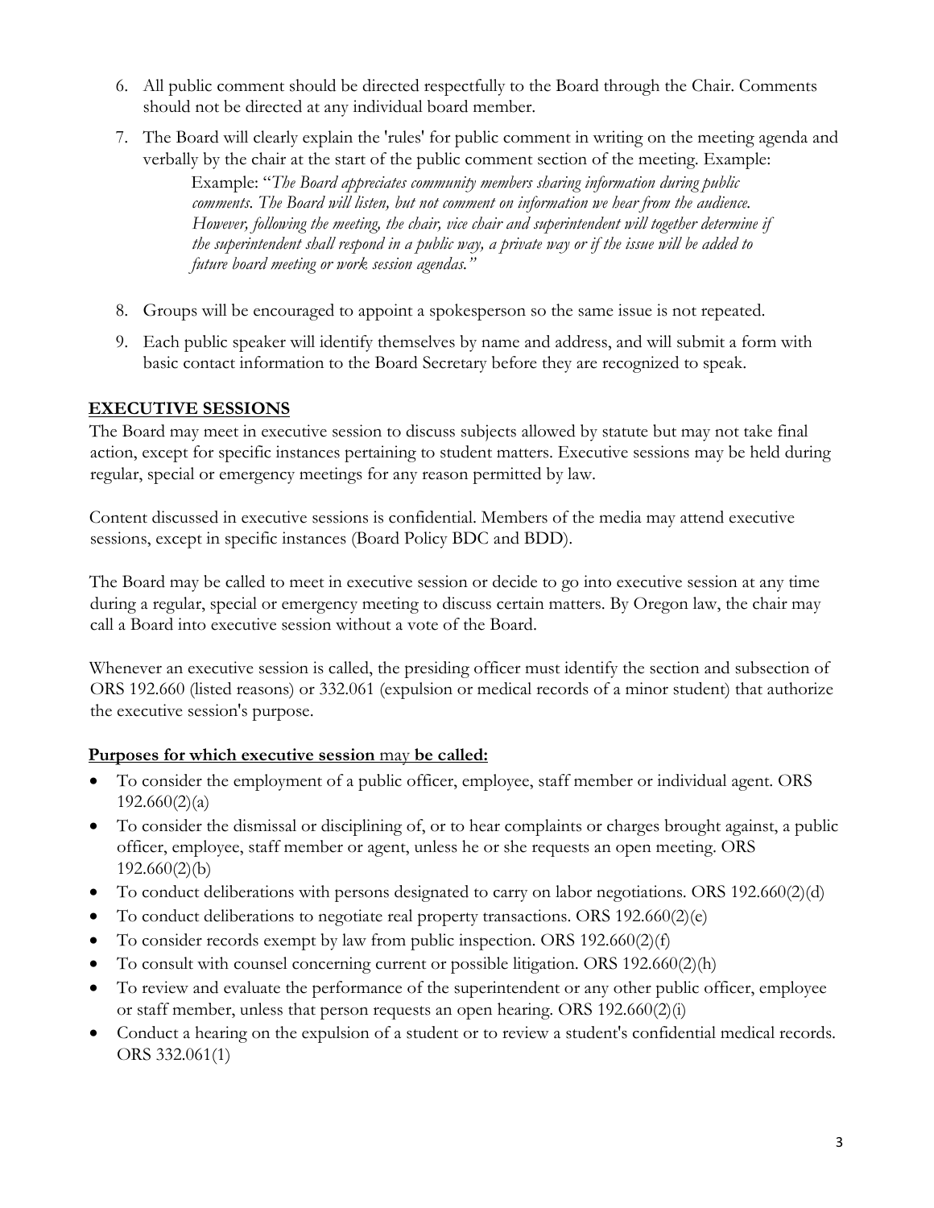6. All public comment should be directed respectfully to the Board through the Chair. Comments should not be directed at any individual board member.
7. The Board will clearly explain the 'rules' for public comment in writing on the meeting agenda and verbally by the chair at the start of the public comment section of the meeting. Example:

   Example: "*The Board appreciates community members sharing information during public comments. The Board will listen, but not comment on information we hear from the audience. However, following the meeting, the chair, vice chair and superintendent will together determine if the superintendent shall respond in a public way, a private way or if the issue will be added to future board meeting or work session agendas.*"

8. Groups will be encouraged to appoint a spokesperson so the same issue is not repeated.
9. Each public speaker will identify themselves by name and address, and will submit a form with basic contact information to the Board Secretary before they are recognized to speak.

## EXECUTIVE SESSIONS

The Board may meet in executive session to discuss subjects allowed by statute but may not take final action, except for specific instances pertaining to student matters. Executive sessions may be held during regular, special or emergency meetings for any reason permitted by law.

Content discussed in executive sessions is confidential. Members of the media may attend executive sessions, except in specific instances (Board Policy BDC and BDD).

The Board may be called to meet in executive session or decide to go into executive session at any time during a regular, special or emergency meeting to discuss certain matters. By Oregon law, the chair may call a Board into executive session without a vote of the Board.

Whenever an executive session is called, the presiding officer must identify the section and subsection of ORS 192.660 (listed reasons) or 332.061 (expulsion or medical records of a minor student) that authorize the executive session's purpose.

**Purposes for which executive session** may **be called:**

- To consider the employment of a public officer, employee, staff member or individual agent. ORS 192.660(2)(a)
- To consider the dismissal or disciplining of, or to hear complaints or charges brought against, a public officer, employee, staff member or agent, unless he or she requests an open meeting. ORS 192.660(2)(b)
- To conduct deliberations with persons designated to carry on labor negotiations. ORS 192.660(2)(d)
- To conduct deliberations to negotiate real property transactions. ORS 192.660(2)(e)
- To consider records exempt by law from public inspection. ORS 192.660(2)(f)
- To consult with counsel concerning current or possible litigation. ORS 192.660(2)(h)
- To review and evaluate the performance of the superintendent or any other public officer, employee or staff member, unless that person requests an open hearing. ORS 192.660(2)(i)
- Conduct a hearing on the expulsion of a student or to review a student's confidential medical records. ORS 332.061(1)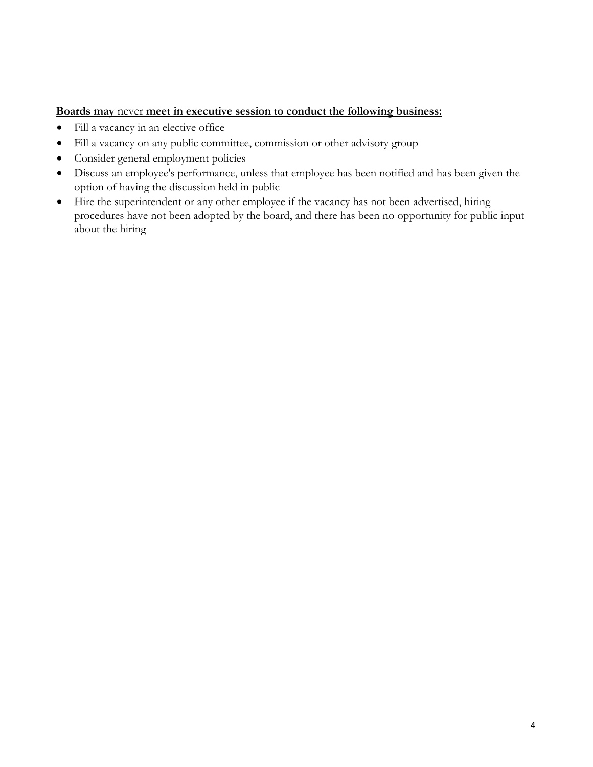**<u>Boards may</u>** <u>never</u> **<u>meet in executive session to conduct the following business:</u>**

- Fill a vacancy in an elective office
- Fill a vacancy on any public committee, commission or other advisory group
- Consider general employment policies
- Discuss an employee's performance, unless that employee has been notified and has been given the option of having the discussion held in public
- Hire the superintendent or any other employee if the vacancy has not been advertised, hiring procedures have not been adopted by the board, and there has been no opportunity for public input about the hiring